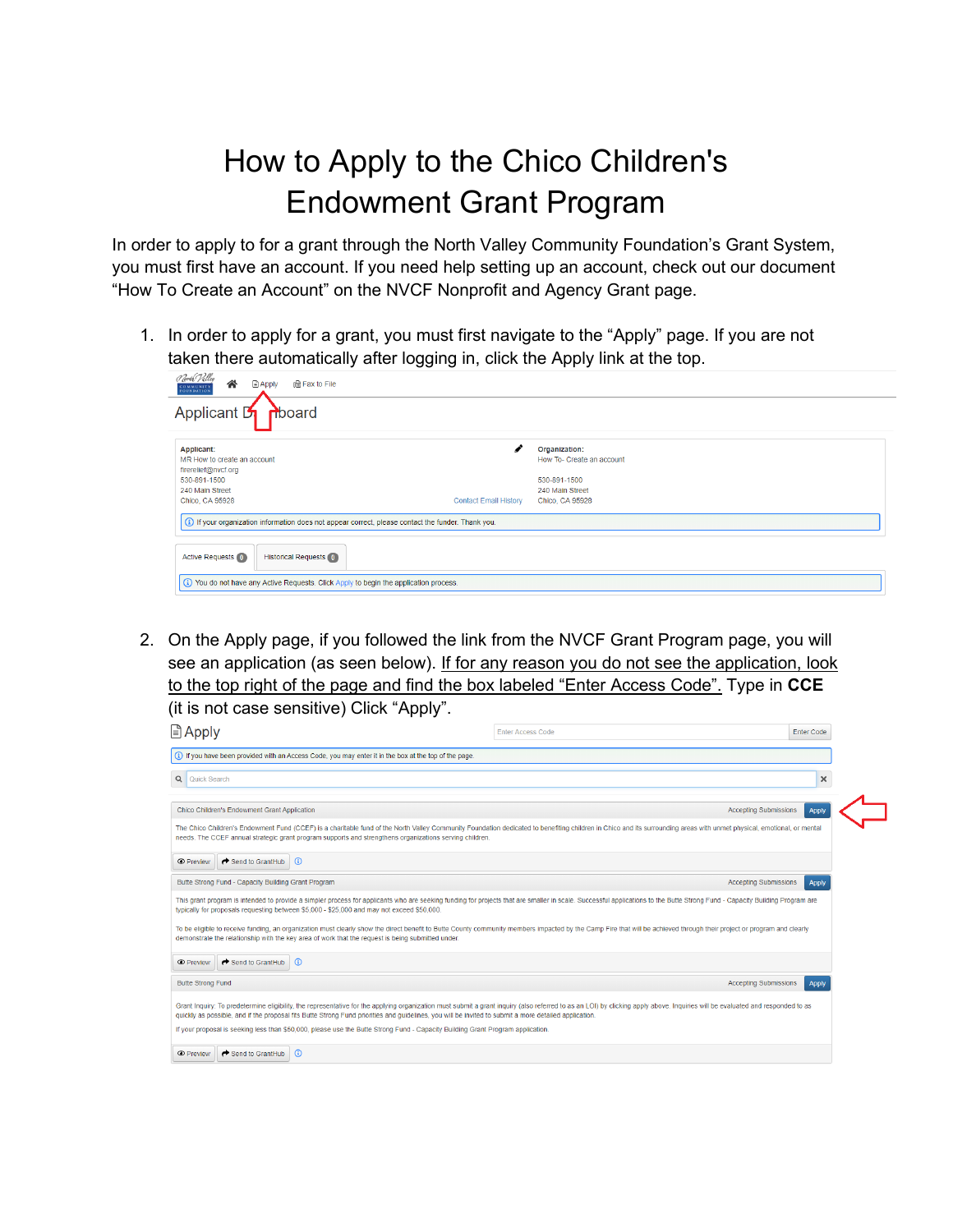# How to Apply to the Chico Children's Endowment Grant Program

In order to apply to for a grant through the North Valley Community Foundation's Grant System, you must first have an account. If you need help setting up an account, check out our document "How To Create an Account" on the NVCF Nonprofit and Agency Grant page.

1. In order to apply for a grant, you must first navigate to the "Apply" page. If you are not taken there automatically after logging in, click the Apply link at the top.

2. On the Apply page, if you followed the link from the NVCF Grant Program page, you will see an application (as seen below). <u>If for any reason you do not see the application, look to the top right of the page and find the box labeled "Enter Access Code".</u> Type in **CCE** (it is not case sensitive) Click "Apply".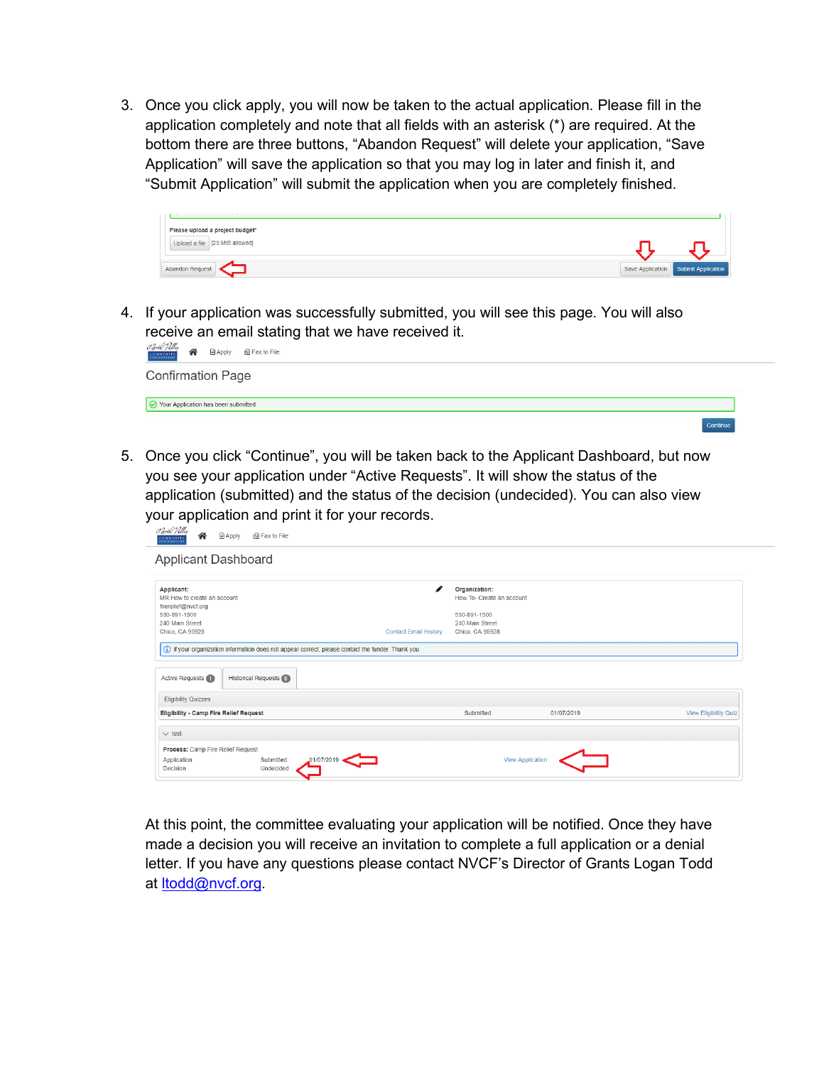3. Once you click apply, you will now be taken to the actual application. Please fill in the application completely and note that all fields with an asterisk (*) are required. At the bottom there are three buttons, “Abandon Request” will delete your application, “Save Application” will save the application so that you may log in later and finish it, and “Submit Application” will submit the application when you are completely finished.

4. If your application was successfully submitted, you will see this page. You will also receive an email stating that we have received it.

5. Once you click “Continue”, you will be taken back to the Applicant Dashboard, but now you see your application under “Active Requests”. It will show the status of the application (submitted) and the status of the decision (undecided). You can also view your application and print it for your records.

At this point, the committee evaluating your application will be notified. Once they have made a decision you will receive an invitation to complete a full application or a denial letter. If you have any questions please contact NVCF’s Director of Grants Logan Todd at ltodd@nvcf.org.